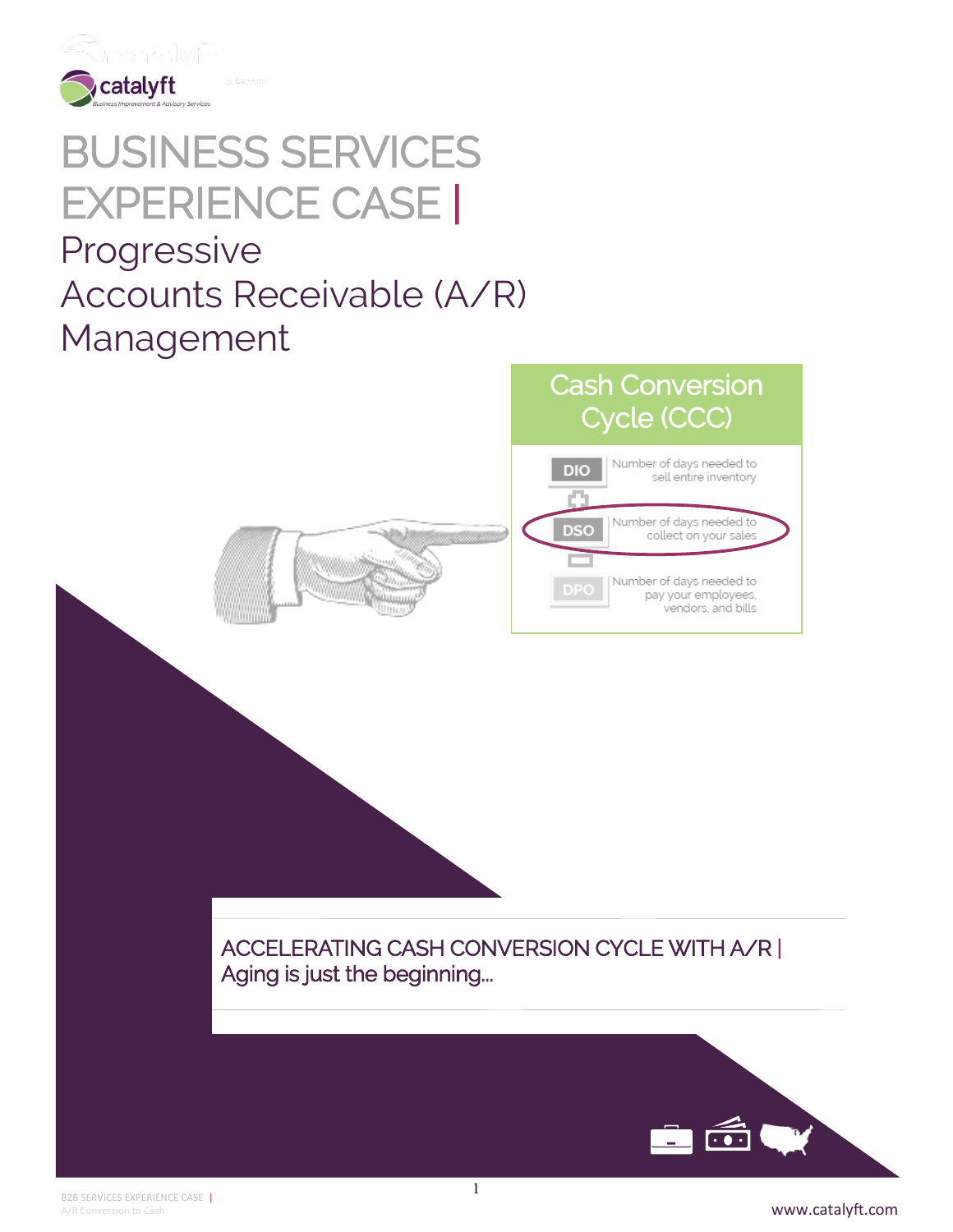catalyft

Business Improvement & Advisory Services

# BUSINESS SERVICES EXPERIENCE CASE |

## Progressive Accounts Receivable (A/R) Management

**Cash Conversion Cycle (CCC)**

DIO — Number of days needed to sell entire inventory

+

DSO — Number of days needed to collect on your sales

−

DPO — Number of days needed to pay your employees, vendors, and bills

ACCELERATING CASH CONVERSION CYCLE WITH A/R |
Aging is just the beginning...

www.catalyft.com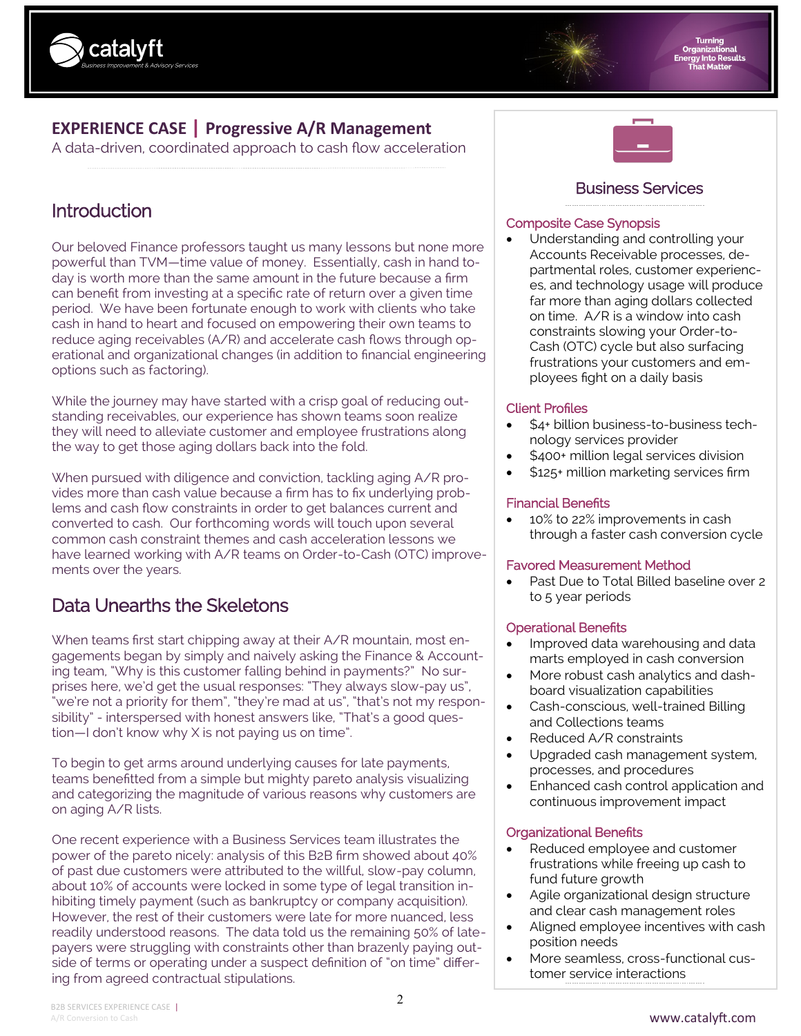## EXPERIENCE CASE | Progressive A/R Management

A data-driven, coordinated approach to cash flow acceleration

## Introduction

Our beloved Finance professors taught us many lessons but none more powerful than TVM—time value of money. Essentially, cash in hand today is worth more than the same amount in the future because a firm can benefit from investing at a specific rate of return over a given time period. We have been fortunate enough to work with clients who take cash in hand to heart and focused on empowering their own teams to reduce aging receivables (A/R) and accelerate cash flows through operational and organizational changes (in addition to financial engineering options such as factoring).

While the journey may have started with a crisp goal of reducing outstanding receivables, our experience has shown teams soon realize they will need to alleviate customer and employee frustrations along the way to get those aging dollars back into the fold.

When pursued with diligence and conviction, tackling aging A/R provides more than cash value because a firm has to fix underlying problems and cash flow constraints in order to get balances current and converted to cash. Our forthcoming words will touch upon several common cash constraint themes and cash acceleration lessons we have learned working with A/R teams on Order-to-Cash (OTC) improvements over the years.

## Data Unearths the Skeletons

When teams first start chipping away at their A/R mountain, most engagements began by simply and naively asking the Finance & Accounting team, "Why is this customer falling behind in payments?" No surprises here, we'd get the usual responses: "They always slow-pay us", "we're not a priority for them", "they're mad at us", "that's not my responsibility" - interspersed with honest answers like, "That's a good question—I don't know why X is not paying us on time".

To begin to get arms around underlying causes for late payments, teams benefitted from a simple but mighty pareto analysis visualizing and categorizing the magnitude of various reasons why customers are on aging A/R lists.

One recent experience with a Business Services team illustrates the power of the pareto nicely: analysis of this B2B firm showed about 40% of past due customers were attributed to the willful, slow-pay column, about 10% of accounts were locked in some type of legal transition inhibiting timely payment (such as bankruptcy or company acquisition). However, the rest of their customers were late for more nuanced, less readily understood reasons. The data told us the remaining 50% of late-payers were struggling with constraints other than brazenly paying outside of terms or operating under a suspect definition of "on time" differing from agreed contractual stipulations.

### Business Services

#### Composite Case Synopsis

- Understanding and controlling your Accounts Receivable processes, departmental roles, customer experiences, and technology usage will produce far more than aging dollars collected on time. A/R is a window into cash constraints slowing your Order-to-Cash (OTC) cycle but also surfacing frustrations your customers and employees fight on a daily basis

#### Client Profiles

- $4+ billion business-to-business technology services provider
- $400+ million legal services division
- $125+ million marketing services firm

#### Financial Benefits

- 10% to 22% improvements in cash through a faster cash conversion cycle

#### Favored Measurement Method

- Past Due to Total Billed baseline over 2 to 5 year periods

#### Operational Benefits

- Improved data warehousing and data marts employed in cash conversion
- More robust cash analytics and dashboard visualization capabilities
- Cash-conscious, well-trained Billing and Collections teams
- Reduced A/R constraints
- Upgraded cash management system, processes, and procedures
- Enhanced cash control application and continuous improvement impact

#### Organizational Benefits

- Reduced employee and customer frustrations while freeing up cash to fund future growth
- Agile organizational design structure and clear cash management roles
- Aligned employee incentives with cash position needs
- More seamless, cross-functional customer service interactions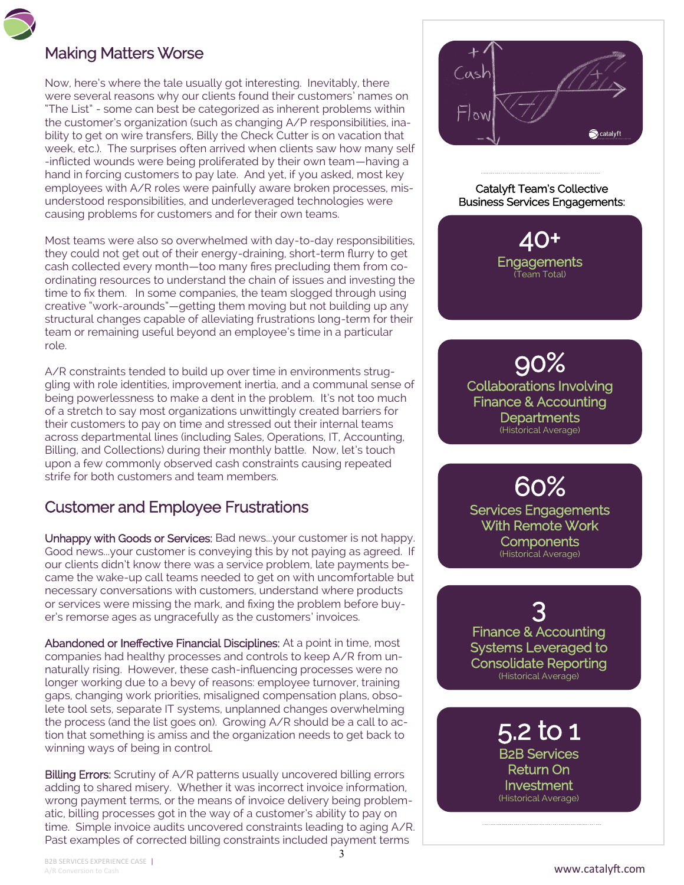## Making Matters Worse

Now, here's where the tale usually got interesting. Inevitably, there were several reasons why our clients found their customers' names on "The List" - some can best be categorized as inherent problems within the customer's organization (such as changing A/P responsibilities, inability to get on wire transfers, Billy the Check Cutter is on vacation that week, etc.). The surprises often arrived when clients saw how many self-inflicted wounds were being proliferated by their own team—having a hand in forcing customers to pay late. And yet, if you asked, most key employees with A/R roles were painfully aware broken processes, misunderstood responsibilities, and underleveraged technologies were causing problems for customers and for their own teams.

Most teams were also so overwhelmed with day-to-day responsibilities, they could not get out of their energy-draining, short-term flurry to get cash collected every month—too many fires precluding them from coordinating resources to understand the chain of issues and investing the time to fix them. In some companies, the team slogged through using creative "work-arounds"—getting them moving but not building up any structural changes capable of alleviating frustrations long-term for their team or remaining useful beyond an employee's time in a particular role.

A/R constraints tended to build up over time in environments struggling with role identities, improvement inertia, and a communal sense of being powerlessness to make a dent in the problem. It's not too much of a stretch to say most organizations unwittingly created barriers for their customers to pay on time and stressed out their internal teams across departmental lines (including Sales, Operations, IT, Accounting, Billing, and Collections) during their monthly battle. Now, let's touch upon a few commonly observed cash constraints causing repeated strife for both customers and team members.

## Customer and Employee Frustrations

**Unhappy with Goods or Services:** Bad news...your customer is not happy. Good news...your customer is conveying this by not paying as agreed. If our clients didn't know there was a service problem, late payments became the wake-up call teams needed to get on with uncomfortable but necessary conversations with customers, understand where products or services were missing the mark, and fixing the problem before buyer's remorse ages as ungracefully as the customers' invoices.

**Abandoned or Ineffective Financial Disciplines:** At a point in time, most companies had healthy processes and controls to keep A/R from unnaturally rising. However, these cash-influencing processes were no longer working due to a bevy of reasons: employee turnover, training gaps, changing work priorities, misaligned compensation plans, obsolete tool sets, separate IT systems, unplanned changes overwhelming the process (and the list goes on). Growing A/R should be a call to action that something is amiss and the organization needs to get back to winning ways of being in control.

**Billing Errors:** Scrutiny of A/R patterns usually uncovered billing errors adding to shared misery. Whether it was incorrect invoice information, wrong payment terms, or the means of invoice delivery being problematic, billing processes got in the way of a customer's ability to pay on time. Simple invoice audits uncovered constraints leading to aging A/R. Past examples of corrected billing constraints included payment terms

+ Cash Flow −

catalyft

Catalyft Team's Collective Business Services Engagements:

**40+**
Engagements
(Team Total)

**90%**
Collaborations Involving Finance & Accounting Departments
(Historical Average)

**60%**
Services Engagements With Remote Work Components
(Historical Average)

**3**
Finance & Accounting Systems Leveraged to Consolidate Reporting
(Historical Average)

**5.2 to 1**
B2B Services Return On Investment
(Historical Average)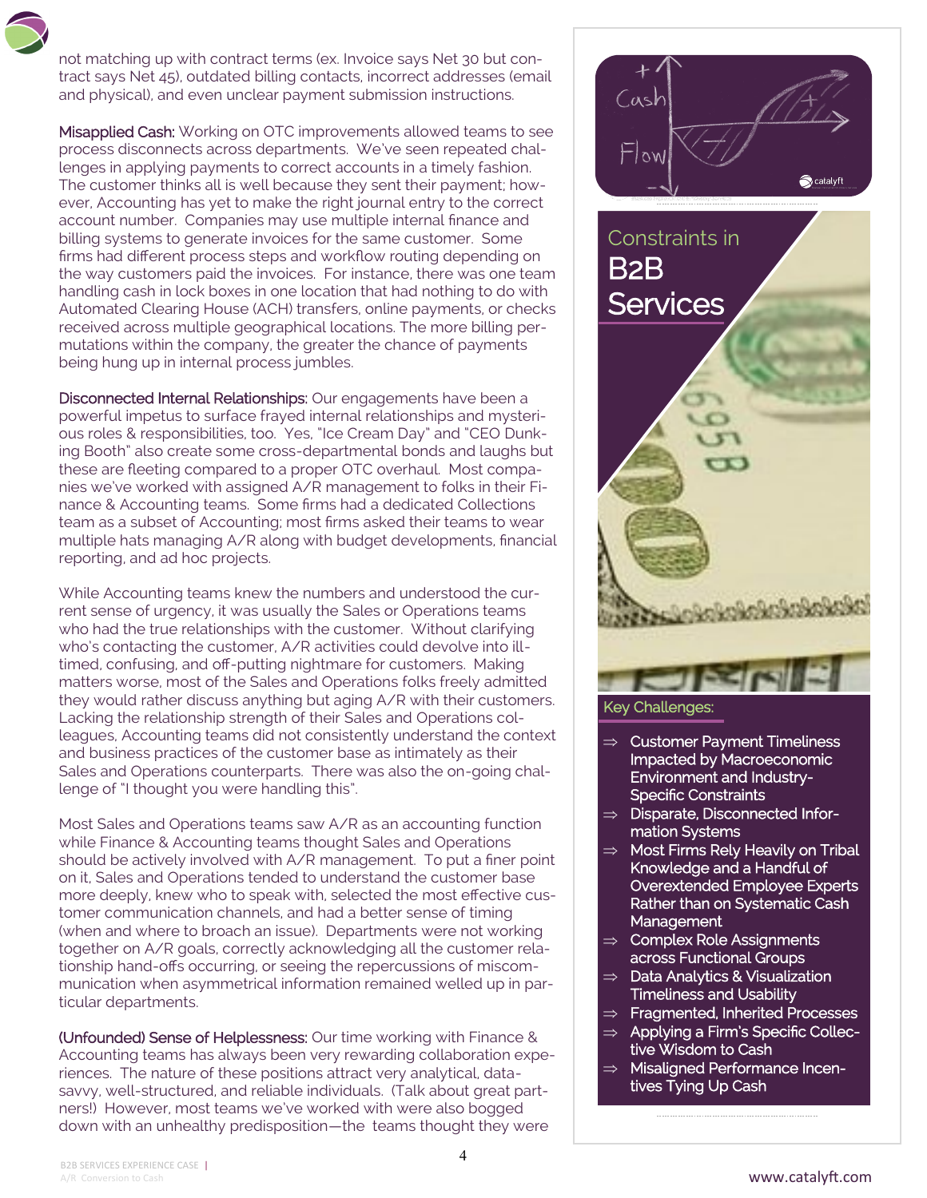not matching up with contract terms (ex. Invoice says Net 30 but contract says Net 45), outdated billing contacts, incorrect addresses (email and physical), and even unclear payment submission instructions.

**Misapplied Cash:** Working on OTC improvements allowed teams to see process disconnects across departments. We've seen repeated challenges in applying payments to correct accounts in a timely fashion. The customer thinks all is well because they sent their payment; however, Accounting has yet to make the right journal entry to the correct account number. Companies may use multiple internal finance and billing systems to generate invoices for the same customer. Some firms had different process steps and workflow routing depending on the way customers paid the invoices. For instance, there was one team handling cash in lock boxes in one location that had nothing to do with Automated Clearing House (ACH) transfers, online payments, or checks received across multiple geographical locations. The more billing permutations within the company, the greater the chance of payments being hung up in internal process jumbles.

**Disconnected Internal Relationships:** Our engagements have been a powerful impetus to surface frayed internal relationships and mysterious roles & responsibilities, too. Yes, "Ice Cream Day" and "CEO Dunking Booth" also create some cross-departmental bonds and laughs but these are fleeting compared to a proper OTC overhaul. Most companies we've worked with assigned A/R management to folks in their Finance & Accounting teams. Some firms had a dedicated Collections team as a subset of Accounting; most firms asked their teams to wear multiple hats managing A/R along with budget developments, financial reporting, and ad hoc projects.

While Accounting teams knew the numbers and understood the current sense of urgency, it was usually the Sales or Operations teams who had the true relationships with the customer. Without clarifying who's contacting the customer, A/R activities could devolve into ill-timed, confusing, and off-putting nightmare for customers. Making matters worse, most of the Sales and Operations folks freely admitted they would rather discuss anything but aging A/R with their customers. Lacking the relationship strength of their Sales and Operations colleagues, Accounting teams did not consistently understand the context and business practices of the customer base as intimately as their Sales and Operations counterparts. There was also the on-going challenge of "I thought you were handling this".

Most Sales and Operations teams saw A/R as an accounting function while Finance & Accounting teams thought Sales and Operations should be actively involved with A/R management. To put a finer point on it, Sales and Operations tended to understand the customer base more deeply, knew who to speak with, selected the most effective customer communication channels, and had a better sense of timing (when and where to broach an issue). Departments were not working together on A/R goals, correctly acknowledging all the customer relationship hand-offs occurring, or seeing the repercussions of miscommunication when asymmetrical information remained welled up in particular departments.

**(Unfounded) Sense of Helplessness:** Our time working with Finance & Accounting teams has always been very rewarding collaboration experiences. The nature of these positions attract very analytical, data-savvy, well-structured, and reliable individuals. (Talk about great partners!) However, most teams we've worked with were also bogged down with an unhealthy predisposition—the teams thought they were

## Constraints in B2B Services

**Key Challenges:**

- Customer Payment Timeliness Impacted by Macroeconomic Environment and Industry-Specific Constraints
- Disparate, Disconnected Information Systems
- Most Firms Rely Heavily on Tribal Knowledge and a Handful of Overextended Employee Experts Rather than on Systematic Cash Management
- Complex Role Assignments across Functional Groups
- Data Analytics & Visualization Timeliness and Usability
- Fragmented, Inherited Processes
- Applying a Firm's Specific Collective Wisdom to Cash
- Misaligned Performance Incentives Tying Up Cash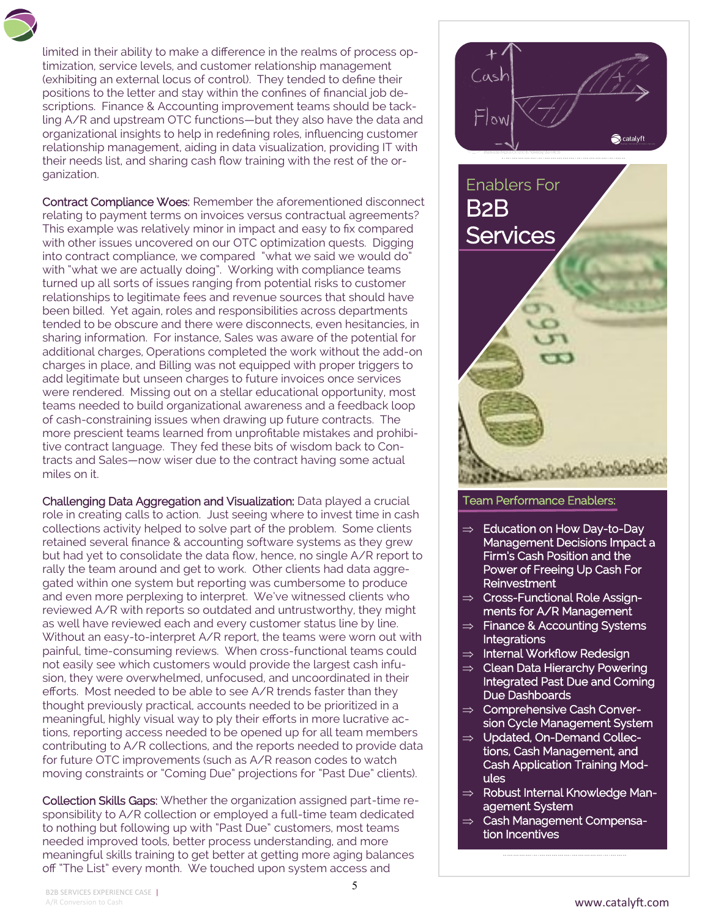limited in their ability to make a difference in the realms of process optimization, service levels, and customer relationship management (exhibiting an external locus of control). They tended to define their positions to the letter and stay within the confines of financial job descriptions. Finance & Accounting improvement teams should be tackling A/R and upstream OTC functions—but they also have the data and organizational insights to help in redefining roles, influencing customer relationship management, aiding in data visualization, providing IT with their needs list, and sharing cash flow training with the rest of the organization.

**Contract Compliance Woes:** Remember the aforementioned disconnect relating to payment terms on invoices versus contractual agreements? This example was relatively minor in impact and easy to fix compared with other issues uncovered on our OTC optimization quests. Digging into contract compliance, we compared "what we said we would do" with "what we are actually doing". Working with compliance teams turned up all sorts of issues ranging from potential risks to customer relationships to legitimate fees and revenue sources that should have been billed. Yet again, roles and responsibilities across departments tended to be obscure and there were disconnects, even hesitancies, in sharing information. For instance, Sales was aware of the potential for additional charges, Operations completed the work without the add-on charges in place, and Billing was not equipped with proper triggers to add legitimate but unseen charges to future invoices once services were rendered. Missing out on a stellar educational opportunity, most teams needed to build organizational awareness and a feedback loop of cash-constraining issues when drawing up future contracts. The more prescient teams learned from unprofitable mistakes and prohibitive contract language. They fed these bits of wisdom back to Contracts and Sales—now wiser due to the contract having some actual miles on it.

**Challenging Data Aggregation and Visualization:** Data played a crucial role in creating calls to action. Just seeing where to invest time in cash collections activity helped to solve part of the problem. Some clients retained several finance & accounting software systems as they grew but had yet to consolidate the data flow, hence, no single A/R report to rally the team around and get to work. Other clients had data aggregated within one system but reporting was cumbersome to produce and even more perplexing to interpret. We've witnessed clients who reviewed A/R with reports so outdated and untrustworthy, they might as well have reviewed each and every customer status line by line. Without an easy-to-interpret A/R report, the teams were worn out with painful, time-consuming reviews. When cross-functional teams could not easily see which customers would provide the largest cash infusion, they were overwhelmed, unfocused, and uncoordinated in their efforts. Most needed to be able to see A/R trends faster than they thought previously practical, accounts needed to be prioritized in a meaningful, highly visual way to ply their efforts in more lucrative actions, reporting access needed to be opened up for all team members contributing to A/R collections, and the reports needed to provide data for future OTC improvements (such as A/R reason codes to watch moving constraints or "Coming Due" projections for "Past Due" clients).

**Collection Skills Gaps:** Whether the organization assigned part-time responsibility to A/R collection or employed a full-time team dedicated to nothing but following up with "Past Due" customers, most teams needed improved tools, better process understanding, and more meaningful skills training to get better at getting more aging balances off "The List" every month. We touched upon system access and

Cash Flow

catalyft

## Enablers For B2B Services

### Team Performance Enablers:

- ⇒ Education on How Day-to-Day Management Decisions Impact a Firm's Cash Position and the Power of Freeing Up Cash For Reinvestment
- ⇒ Cross-Functional Role Assignments for A/R Management
- ⇒ Finance & Accounting Systems Integrations
- ⇒ Internal Workflow Redesign
- ⇒ Clean Data Hierarchy Powering Integrated Past Due and Coming Due Dashboards
- ⇒ Comprehensive Cash Conversion Cycle Management System
- ⇒ Updated, On-Demand Collections, Cash Management, and Cash Application Training Modules
- ⇒ Robust Internal Knowledge Management System
- ⇒ Cash Management Compensation Incentives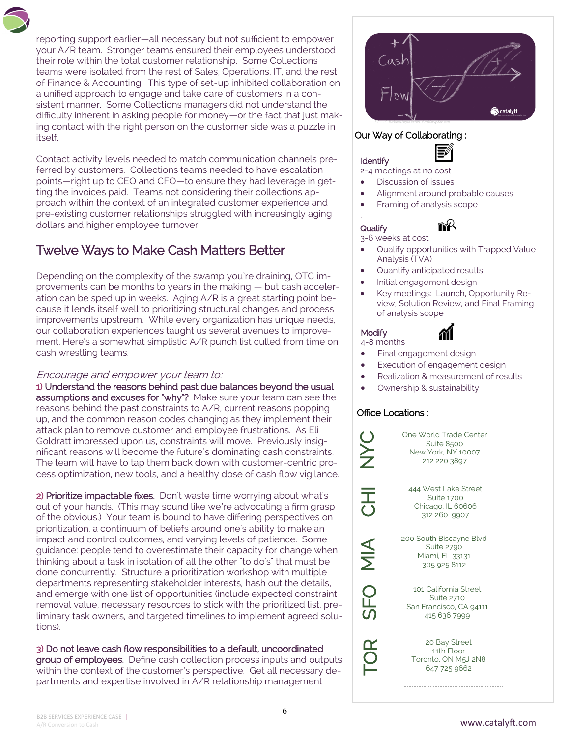reporting support earlier—all necessary but not sufficient to empower your A/R team. Stronger teams ensured their employees understood their role within the total customer relationship. Some Collections teams were isolated from the rest of Sales, Operations, IT, and the rest of Finance & Accounting. This type of set-up inhibited collaboration on a unified approach to engage and take care of customers in a consistent manner. Some Collections managers did not understand the difficulty inherent in asking people for money—or the fact that just making contact with the right person on the customer side was a puzzle in itself.

Contact activity levels needed to match communication channels preferred by customers. Collections teams needed to have escalation points—right up to CEO and CFO—to ensure they had leverage in getting the invoices paid. Teams not considering their collections approach within the context of an integrated customer experience and pre-existing customer relationships struggled with increasingly aging dollars and higher employee turnover.

## Twelve Ways to Make Cash Matters Better

Depending on the complexity of the swamp you're draining, OTC improvements can be months to years in the making — but cash acceleration can be sped up in weeks. Aging A/R is a great starting point because it lends itself well to prioritizing structural changes and process improvements upstream. While every organization has unique needs, our collaboration experiences taught us several avenues to improvement. Here's a somewhat simplistic A/R punch list culled from time on cash wrestling teams.

*Encourage and empower your team to:*

1) **Understand the reasons behind past due balances beyond the usual assumptions and excuses for "why"?** Make sure your team can see the reasons behind the past constraints to A/R, current reasons popping up, and the common reason codes changing as they implement their attack plan to remove customer and employee frustrations. As Eli Goldratt impressed upon us, constraints will move. Previously insignificant reasons will become the future's dominating cash constraints. The team will have to tap them back down with customer-centric process optimization, new tools, and a healthy dose of cash flow vigilance.

2) **Prioritize impactable fixes.** Don't waste time worrying about what's out of your hands. (This may sound like we're advocating a firm grasp of the obvious.) Your team is bound to have differing perspectives on prioritization, a continuum of beliefs around one's ability to make an impact and control outcomes, and varying levels of patience. Some guidance: people tend to overestimate their capacity for change when thinking about a task in isolation of all the other "to do's" that must be done concurrently. Structure a prioritization workshop with multiple departments representing stakeholder interests, hash out the details, and emerge with one list of opportunities (include expected constraint removal value, necessary resources to stick with the prioritized list, preliminary task owners, and targeted timelines to implement agreed solutions).

3) **Do not leave cash flow responsibilities to a default, uncoordinated group of employees.** Define cash collection process inputs and outputs within the context of the customer's perspective. Get all necessary departments and expertise involved in A/R relationship management

---

### Our Way of Collaborating :

**Identify**
2-4 meetings at no cost

- Discussion of issues
- Alignment around probable causes
- Framing of analysis scope

**Qualify**
3-6 weeks at cost

- Qualify opportunities with Trapped Value Analysis (TVA)
- Quantify anticipated results
- Initial engagement design
- Key meetings: Launch, Opportunity Review, Solution Review, and Final Framing of analysis scope

**Modify**
4-8 months

- Final engagement design
- Execution of engagement design
- Realization & measurement of results
- Ownership & sustainability

### Office Locations :

**NYC**
One World Trade Center
Suite 8500
New York, NY 10007
212 220 3897

**CHI**
444 West Lake Street
Suite 1700
Chicago, IL 60606
312 260 9907

**MIA**
200 South Biscayne Blvd
Suite 2790
Miami, FL 33131
305 925 8112

**SFO**
101 California Street
Suite 2710
San Francisco, CA 94111
415 636 7999

**TOR**
20 Bay Street
11th Floor
Toronto, ON M5J 2N8
647 725 9662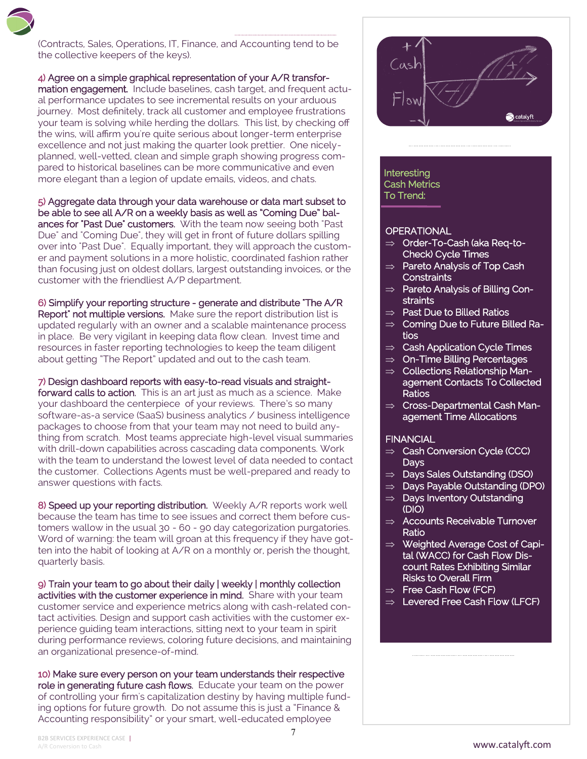(Contracts, Sales, Operations, IT, Finance, and Accounting tend to be the collective keepers of the keys).

**4) Agree on a simple graphical representation of your A/R transformation engagement.** Include baselines, cash target, and frequent actual performance updates to see incremental results on your arduous journey. Most definitely, track all customer and employee frustrations your team is solving while herding the dollars. This list, by checking off the wins, will affirm you're quite serious about longer-term enterprise excellence and not just making the quarter look prettier. One nicely-planned, well-vetted, clean and simple graph showing progress compared to historical baselines can be more communicative and even more elegant than a legion of update emails, videos, and chats.

**5) Aggregate data through your data warehouse or data mart subset to be able to see all A/R on a weekly basis as well as "Coming Due" balances for "Past Due" customers.** With the team now seeing both "Past Due" and "Coming Due", they will get in front of future dollars spilling over into "Past Due". Equally important, they will approach the customer and payment solutions in a more holistic, coordinated fashion rather than focusing just on oldest dollars, largest outstanding invoices, or the customer with the friendliest A/P department.

**6) Simplify your reporting structure - generate and distribute "The A/R Report" not multiple versions.** Make sure the report distribution list is updated regularly with an owner and a scalable maintenance process in place. Be very vigilant in keeping data flow clean. Invest time and resources in faster reporting technologies to keep the team diligent about getting "The Report" updated and out to the cash team.

**7) Design dashboard reports with easy-to-read visuals and straightforward calls to action.** This is an art just as much as a science. Make your dashboard the centerpiece of your reviews. There's so many software-as-a service (SaaS) business analytics / business intelligence packages to choose from that your team may not need to build anything from scratch. Most teams appreciate high-level visual summaries with drill-down capabilities across cascading data components. Work with the team to understand the lowest level of data needed to contact the customer. Collections Agents must be well-prepared and ready to answer questions with facts.

**8) Speed up your reporting distribution.** Weekly A/R reports work well because the team has time to see issues and correct them before customers wallow in the usual 30 - 60 - 90 day categorization purgatories. Word of warning: the team will groan at this frequency if they have gotten into the habit of looking at A/R on a monthly or, perish the thought, quarterly basis.

**9) Train your team to go about their daily | weekly | monthly collection activities with the customer experience in mind.** Share with your team customer service and experience metrics along with cash-related contact activities. Design and support cash activities with the customer experience guiding team interactions, sitting next to your team in spirit during performance reviews, coloring future decisions, and maintaining an organizational presence-of-mind.

**10) Make sure every person on your team understands their respective role in generating future cash flows.** Educate your team on the power of controlling your firm's capitalization destiny by having multiple funding options for future growth. Do not assume this is just a "Finance & Accounting responsibility" or your smart, well-educated employee

Cash
Flow
catalyft

## Interesting Cash Metrics To Trend:

**OPERATIONAL**

- ⇒ Order-To-Cash (aka Req-to-Check) Cycle Times
- ⇒ Pareto Analysis of Top Cash Constraints
- ⇒ Pareto Analysis of Billing Constraints
- ⇒ Past Due to Billed Ratios
- ⇒ Coming Due to Future Billed Ratios
- ⇒ Cash Application Cycle Times
- ⇒ On-Time Billing Percentages
- ⇒ Collections Relationship Management Contacts To Collected Ratios
- ⇒ Cross-Departmental Cash Management Time Allocations

**FINANCIAL**

- ⇒ Cash Conversion Cycle (CCC) Days
- ⇒ Days Sales Outstanding (DSO)
- ⇒ Days Payable Outstanding (DPO)
- ⇒ Days Inventory Outstanding (DIO)
- ⇒ Accounts Receivable Turnover Ratio
- ⇒ Weighted Average Cost of Capital (WACC) for Cash Flow Discount Rates Exhibiting Similar Risks to Overall Firm
- ⇒ Free Cash Flow (FCF)
- ⇒ Levered Free Cash Flow (LFCF)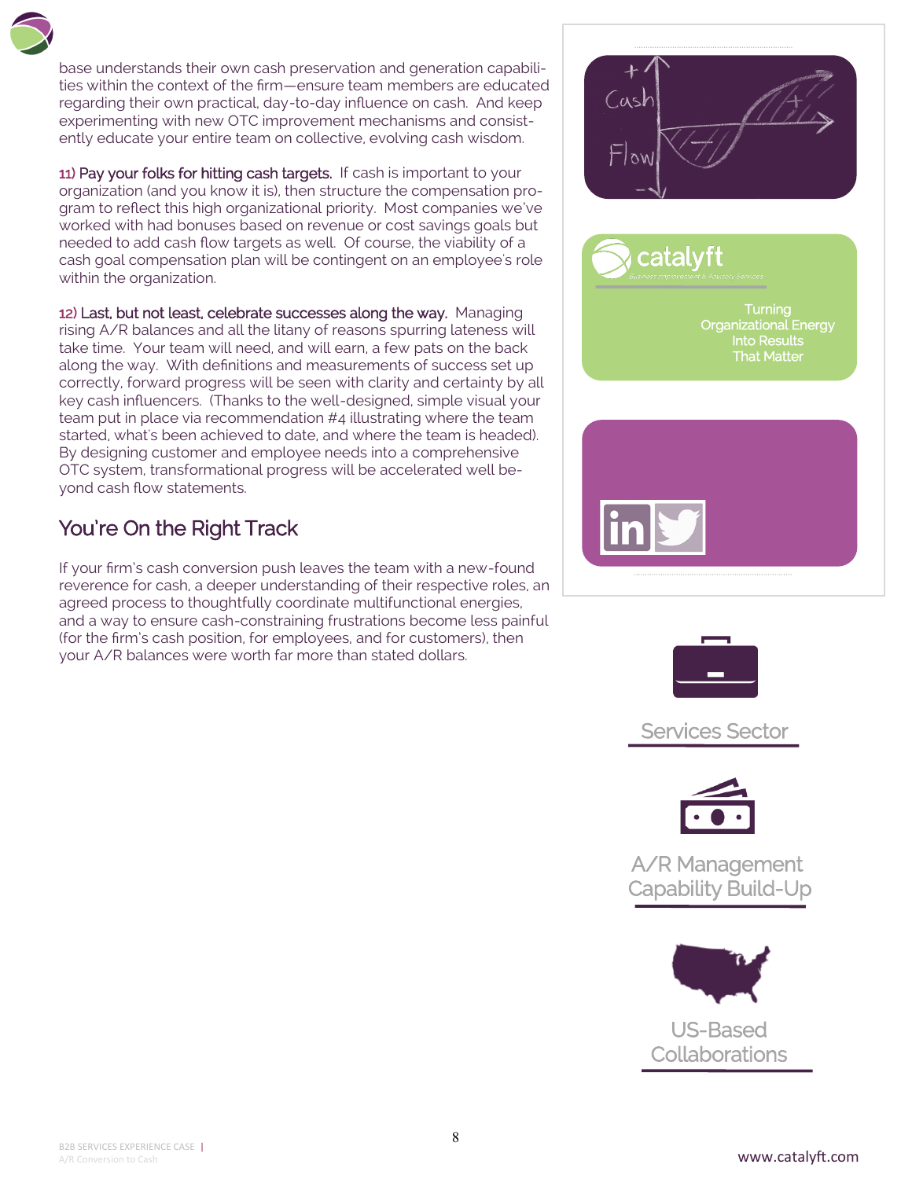base understands their own cash preservation and generation capabilities within the context of the firm—ensure team members are educated regarding their own practical, day-to-day influence on cash. And keep experimenting with new OTC improvement mechanisms and consistently educate your entire team on collective, evolving cash wisdom.

**11) Pay your folks for hitting cash targets.** If cash is important to your organization (and you know it is), then structure the compensation program to reflect this high organizational priority. Most companies we've worked with had bonuses based on revenue or cost savings goals but needed to add cash flow targets as well. Of course, the viability of a cash goal compensation plan will be contingent on an employee's role within the organization.

**12) Last, but not least, celebrate successes along the way.** Managing rising A/R balances and all the litany of reasons spurring lateness will take time. Your team will need, and will earn, a few pats on the back along the way. With definitions and measurements of success set up correctly, forward progress will be seen with clarity and certainty by all key cash influencers. (Thanks to the well-designed, simple visual your team put in place via recommendation #4 illustrating where the team started, what's been achieved to date, and where the team is headed). By designing customer and employee needs into a comprehensive OTC system, transformational progress will be accelerated well beyond cash flow statements.

## You're On the Right Track

If your firm's cash conversion push leaves the team with a new-found reverence for cash, a deeper understanding of their respective roles, an agreed process to thoughtfully coordinate multifunctional energies, and a way to ensure cash-constraining frustrations become less painful (for the firm's cash position, for employees, and for customers), then your A/R balances were worth far more than stated dollars.

catalyft
Business Improvement & Advisory Services

Turning Organizational Energy Into Results That Matter

Services Sector

A/R Management Capability Build-Up

US-Based Collaborations

www.catalyft.com